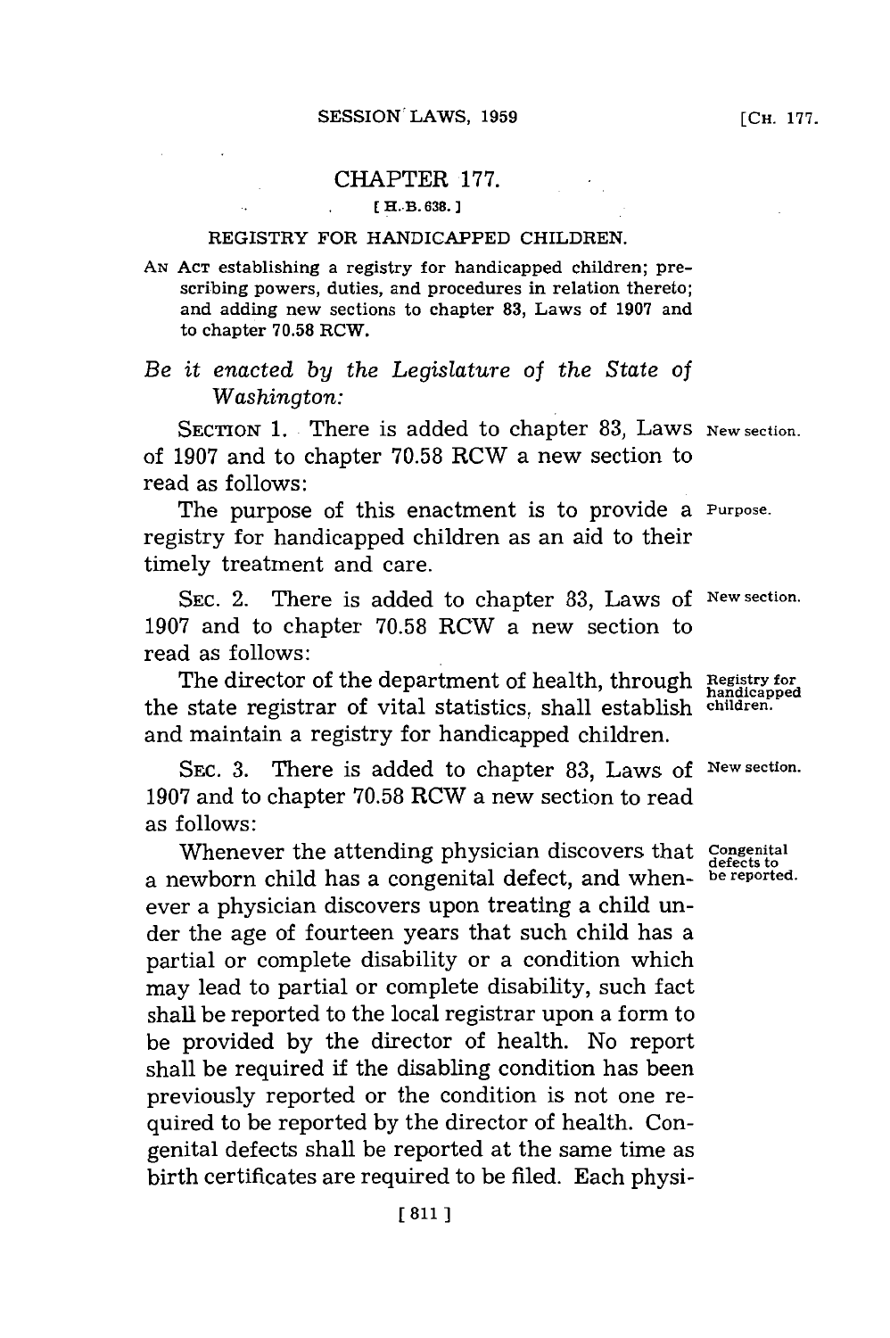# CHAPTER 177.

[H. B. 638.]

## REGISTRY FOR HANDICAPPED CHILDREN.

AN ACT establishing a registry for handicapped children; prescribing powers, duties, and procedures in relation thereto; and adding new sections to chapter 83, Laws of 1907 and to chapter 70.58 RCW.

*Be it enacted by the Legislature of the State of Washington:*

SECTION 1. There is added to chapter 83, Laws of 1907 and to chapter 70.58 RCW a new section to read as follows: New section.

The purpose of this enactment is to provide a registry for handicapped children as an aid to their timely treatment and care. Purpose.

SEC. 2. There is added to chapter 83, Laws of 1907 and to chapter 70.58 RCW a new section to read as follows: New section.

The director of the department of health, through the state registrar of vital statistics, shall establish and maintain a registry for handicapped children. Registry for handicapped children.

SEC. 3. There is added to chapter 83, Laws of 1907 and to chapter 70.58 RCW a new section to read as follows: New section.

Whenever the attending physician discovers that a newborn child has a congenital defect, and whenever a physician discovers upon treating a child under the age of fourteen years that such child has a partial or complete disability or a condition which may lead to partial or complete disability, such fact shall be reported to the local registrar upon a form to be provided by the director of health. No report shall be required if the disabling condition has been previously reported or the condition is not one required to be reported by the director of health. Congenital defects shall be reported at the same time as birth certificates are required to be filed. Each physi- Congenital defects to be reported.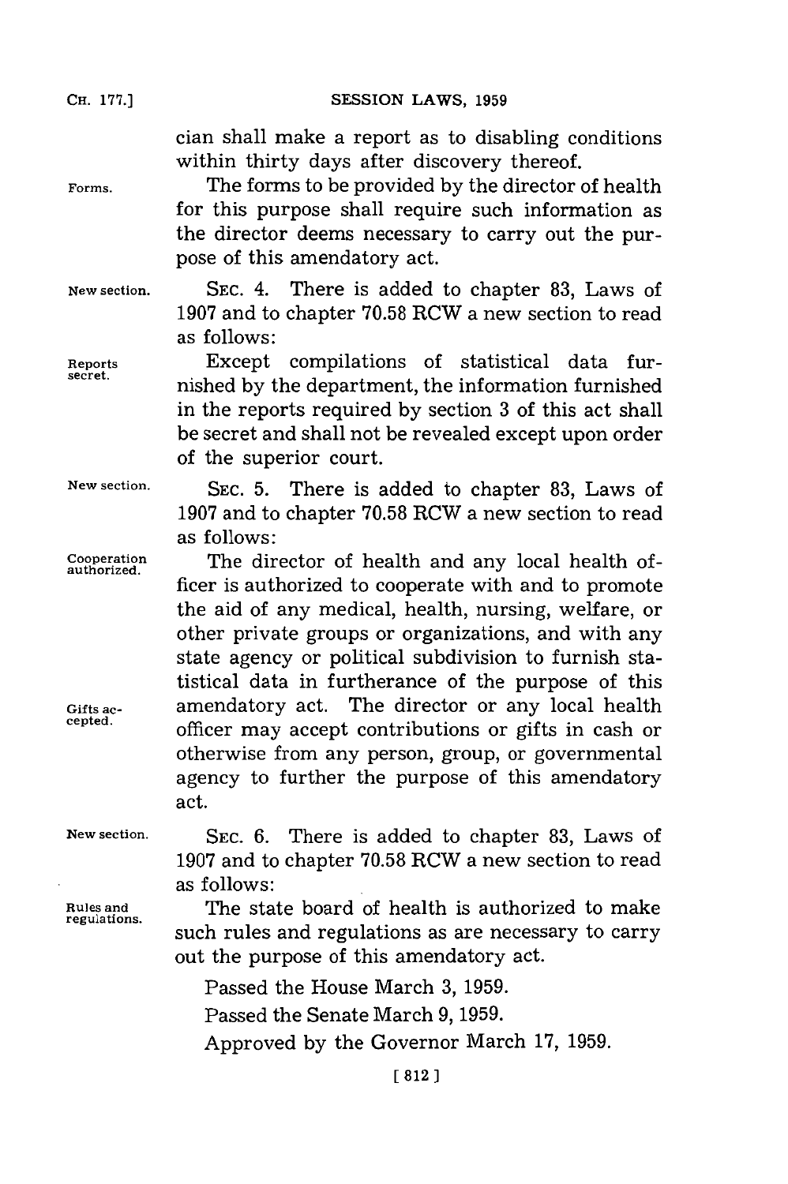cian shall make a report as to disabling conditions within thirty days after discovery thereof.

Forms. The forms to be provided by the director of health for this purpose shall require such information as the director deems necessary to carry out the purpose of this amendatory act.

New section. SEC. 4. There is added to chapter 83, Laws of 1907 and to chapter 70.58 RCW a new section to read as follows:

Reports secret. Except compilations of statistical data furnished by the department, the information furnished in the reports required by section 3 of this act shall be secret and shall not be revealed except upon order of the superior court.

New section. SEC. 5. There is added to chapter 83, Laws of 1907 and to chapter 70.58 RCW a new section to read as follows:

Cooperation authorized. The director of health and any local health officer is authorized to cooperate with and to promote the aid of any medical, health, nursing, welfare, or other private groups or organizations, and with any state agency or political subdivision to furnish statistical data in furtherance of the purpose of this amendatory act. Gifts accepted. The director or any local health officer may accept contributions or gifts in cash or otherwise from any person, group, or governmental agency to further the purpose of this amendatory act.

New section. SEC. 6. There is added to chapter 83, Laws of 1907 and to chapter 70.58 RCW a new section to read as follows:

Rules and regulations. The state board of health is authorized to make such rules and regulations as are necessary to carry out the purpose of this amendatory act.

Passed the House March 3, 1959.

Passed the Senate March 9, 1959.

Approved by the Governor March 17, 1959.